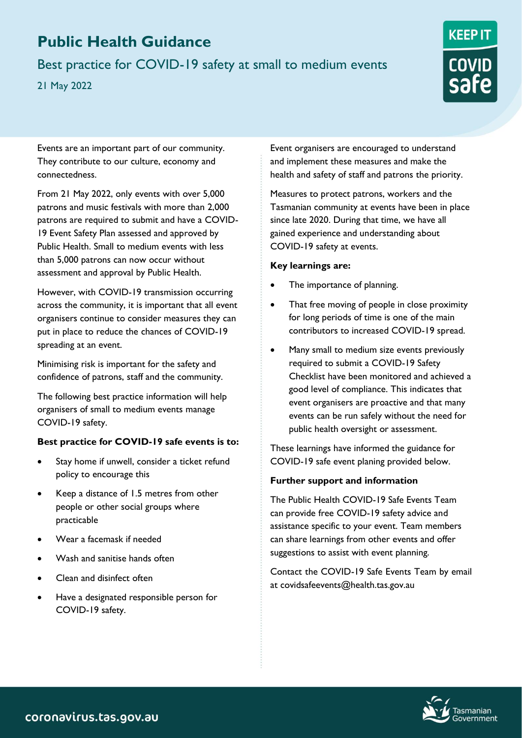# Public Health Guidance

## Best practice for COVID-19 safety at small to medium events

21 May 2022

Events are an important part of our community. They contribute to our culture, economy and connectedness.

From 21 May 2022, only events with over 5,000 patrons and music festivals with more than 2,000 patrons are required to submit and have a COVID-19 Event Safety Plan assessed and approved by Public Health. Small to medium events with less than 5,000 patrons can now occur without assessment and approval by Public Health.

However, with COVID-19 transmission occurring across the community, it is important that all event organisers continue to consider measures they can put in place to reduce the chances of COVID-19 spreading at an event.

Minimising risk is important for the safety and confidence of patrons, staff and the community.

The following best practice information will help organisers of small to medium events manage COVID-19 safety.

**Best practice for COVID-19 safe events is to:**

- Stay home if unwell, consider a ticket refund policy to encourage this
- Keep a distance of 1.5 metres from other people or other social groups where practicable
- Wear a facemask if needed
- Wash and sanitise hands often
- Clean and disinfect often
- Have a designated responsible person for COVID-19 safety.

Event organisers are encouraged to understand and implement these measures and make the health and safety of staff and patrons the priority.

Measures to protect patrons, workers and the Tasmanian community at events have been in place since late 2020. During that time, we have all gained experience and understanding about COVID-19 safety at events.

**Key learnings are:**

- The importance of planning.
- That free moving of people in close proximity for long periods of time is one of the main contributors to increased COVID-19 spread.
- Many small to medium size events previously required to submit a COVID-19 Safety Checklist have been monitored and achieved a good level of compliance. This indicates that event organisers are proactive and that many events can be run safely without the need for public health oversight or assessment.

These learnings have informed the guidance for COVID-19 safe event planing provided below.

**Further support and information**

The Public Health COVID-19 Safe Events Team can provide free COVID-19 safety advice and assistance specific to your event. Team members can share learnings from other events and offer suggestions to assist with event planning.

Contact the COVID-19 Safe Events Team by email at covidsafeevents@health.tas.gov.au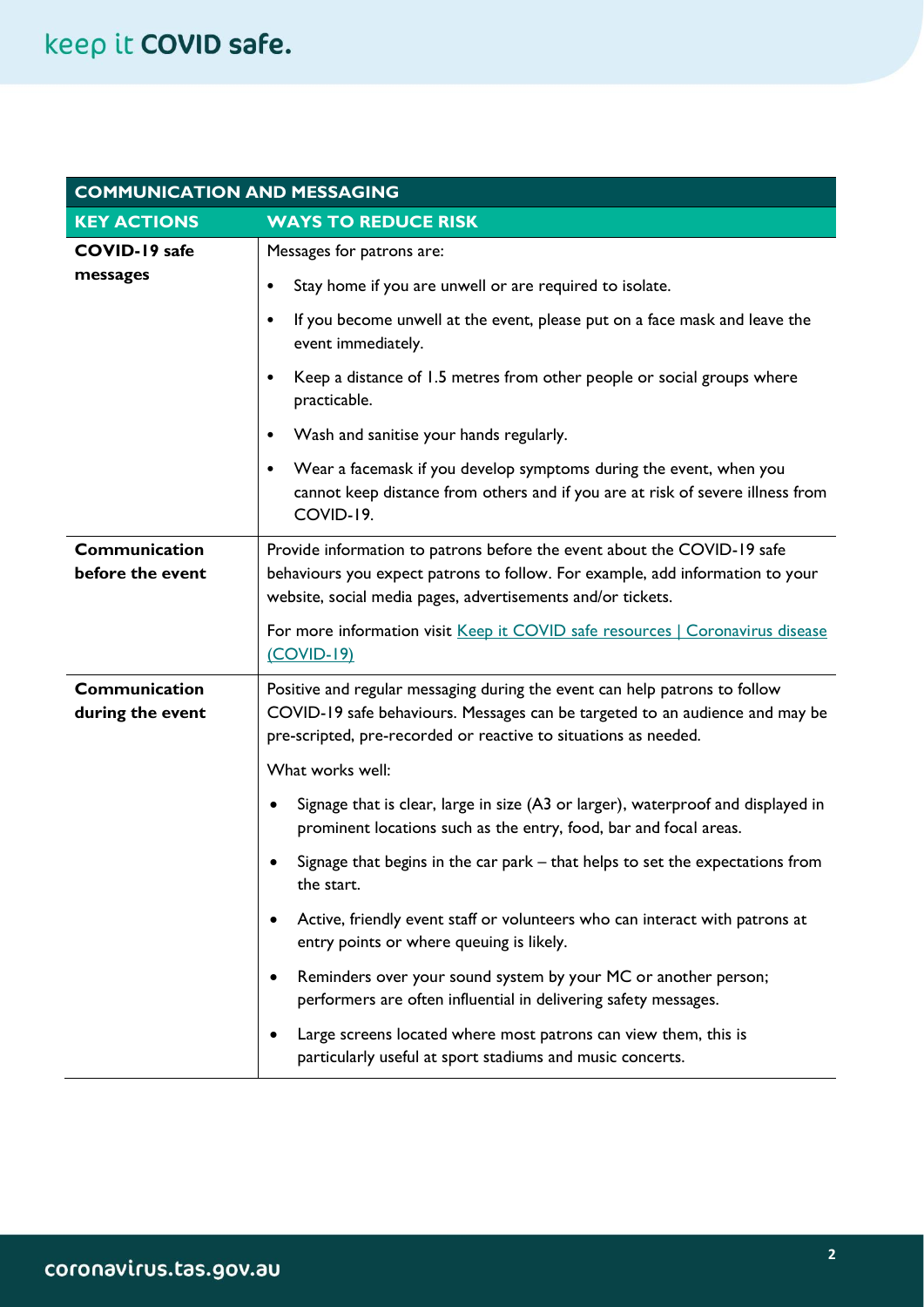| COMMUNICATION AND MESSAGING | |
|---|---|
| **KEY ACTIONS** | **WAYS TO REDUCE RISK** |
| **COVID-19 safe messages** | Messages for patrons are:<br>• Stay home if you are unwell or are required to isolate.<br>• If you become unwell at the event, please put on a face mask and leave the event immediately.<br>• Keep a distance of 1.5 metres from other people or social groups where practicable.<br>• Wash and sanitise your hands regularly.<br>• Wear a facemask if you develop symptoms during the event, when you cannot keep distance from others and if you are at risk of severe illness from COVID-19. |
| **Communication before the event** | Provide information to patrons before the event about the COVID-19 safe behaviours you expect patrons to follow. For example, add information to your website, social media pages, advertisements and/or tickets.<br>For more information visit Keep it COVID safe resources \| Coronavirus disease (COVID-19) |
| **Communication during the event** | Positive and regular messaging during the event can help patrons to follow COVID-19 safe behaviours. Messages can be targeted to an audience and may be pre-scripted, pre-recorded or reactive to situations as needed.<br>What works well:<br>• Signage that is clear, large in size (A3 or larger), waterproof and displayed in prominent locations such as the entry, food, bar and focal areas.<br>• Signage that begins in the car park – that helps to set the expectations from the start.<br>• Active, friendly event staff or volunteers who can interact with patrons at entry points or where queuing is likely.<br>• Reminders over your sound system by your MC or another person; performers are often influential in delivering safety messages.<br>• Large screens located where most patrons can view them, this is particularly useful at sport stadiums and music concerts. |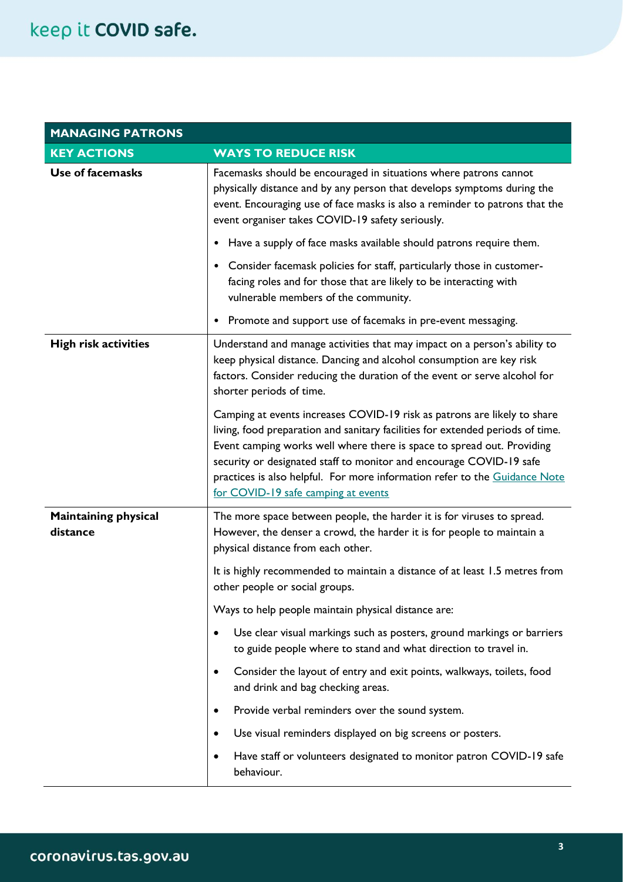| MANAGING PATRONS | |
|---|---|
| **KEY ACTIONS** | **WAYS TO REDUCE RISK** |
| **Use of facemasks** | Facemasks should be encouraged in situations where patrons cannot physically distance and by any person that develops symptoms during the event. Encouraging use of face masks is also a reminder to patrons that the event organiser takes COVID-19 safety seriously.<br><br>• Have a supply of face masks available should patrons require them.<br><br>• Consider facemask policies for staff, particularly those in customer-facing roles and for those that are likely to be interacting with vulnerable members of the community.<br><br>• Promote and support use of facemaks in pre-event messaging. |
| **High risk activities** | Understand and manage activities that may impact on a person's ability to keep physical distance. Dancing and alcohol consumption are key risk factors. Consider reducing the duration of the event or serve alcohol for shorter periods of time.<br><br>Camping at events increases COVID-19 risk as patrons are likely to share living, food preparation and sanitary facilities for extended periods of time. Event camping works well where there is space to spread out. Providing security or designated staff to monitor and encourage COVID-19 safe practices is also helpful. For more information refer to the Guidance Note for COVID-19 safe camping at events |
| **Maintaining physical distance** | The more space between people, the harder it is for viruses to spread. However, the denser a crowd, the harder it is for people to maintain a physical distance from each other.<br><br>It is highly recommended to maintain a distance of at least 1.5 metres from other people or social groups.<br><br>Ways to help people maintain physical distance are:<br><br>• Use clear visual markings such as posters, ground markings or barriers to guide people where to stand and what direction to travel in.<br><br>• Consider the layout of entry and exit points, walkways, toilets, food and drink and bag checking areas.<br><br>• Provide verbal reminders over the sound system.<br><br>• Use visual reminders displayed on big screens or posters.<br><br>• Have staff or volunteers designated to monitor patron COVID-19 safe behaviour. |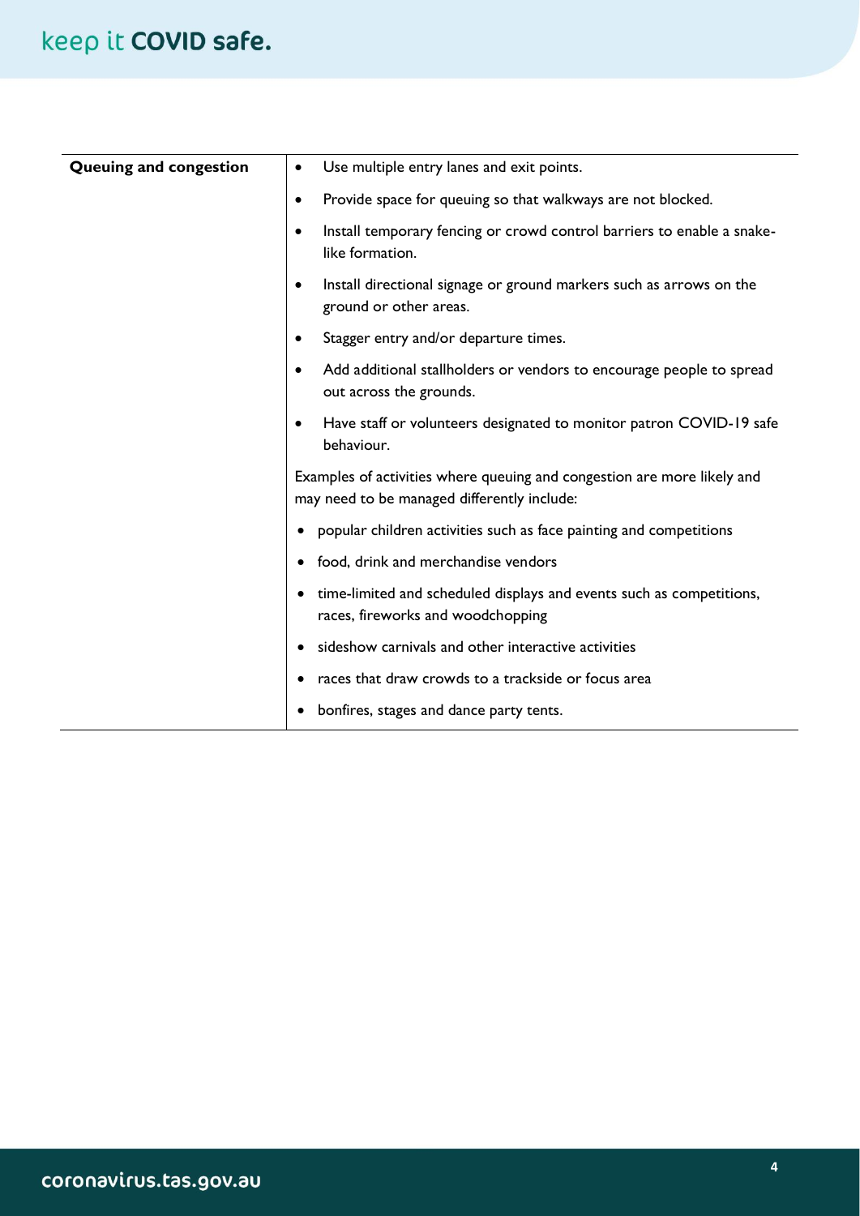| Queuing and congestion | <ul><li>Use multiple entry lanes and exit points.</li><li>Provide space for queuing so that walkways are not blocked.</li><li>Install temporary fencing or crowd control barriers to enable a snake-like formation.</li><li>Install directional signage or ground markers such as arrows on the ground or other areas.</li><li>Stagger entry and/or departure times.</li><li>Add additional stallholders or vendors to encourage people to spread out across the grounds.</li><li>Have staff or volunteers designated to monitor patron COVID-19 safe behaviour.</li></ul>Examples of activities where queuing and congestion are more likely and may need to be managed differently include:<ul><li>popular children activities such as face painting and competitions</li><li>food, drink and merchandise vendors</li><li>time-limited and scheduled displays and events such as competitions, races, fireworks and woodchopping</li><li>sideshow carnivals and other interactive activities</li><li>races that draw crowds to a trackside or focus area</li><li>bonfires, stages and dance party tents.</li></ul> |
|---|---|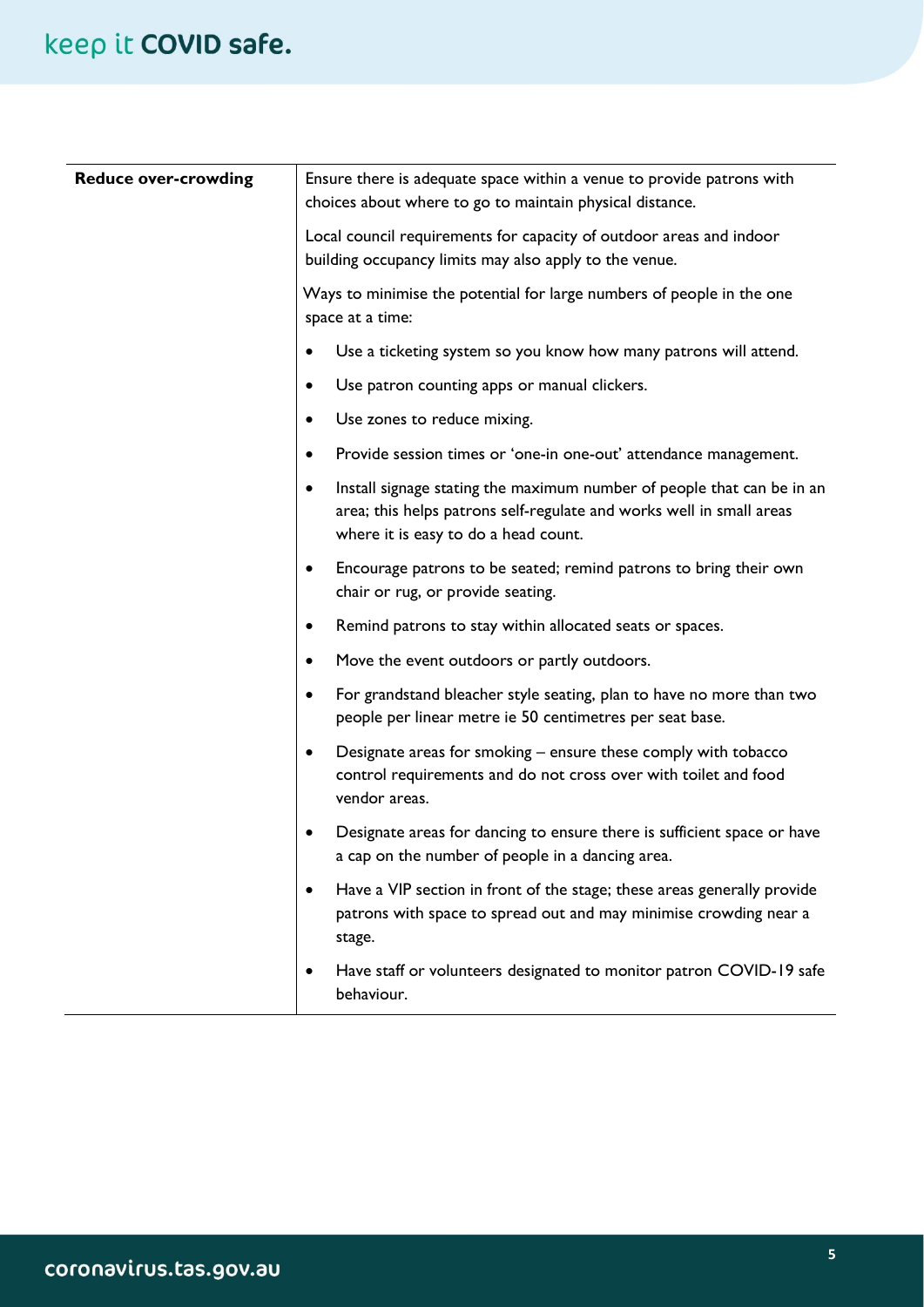| Reduce over-crowding | Ensure there is adequate space within a venue to provide patrons with choices about where to go to maintain physical distance.<br><br>Local council requirements for capacity of outdoor areas and indoor building occupancy limits may also apply to the venue.<br><br>Ways to minimise the potential for large numbers of people in the one space at a time:<br><br>• Use a ticketing system so you know how many patrons will attend.<br>• Use patron counting apps or manual clickers.<br>• Use zones to reduce mixing.<br>• Provide session times or 'one-in one-out' attendance management.<br>• Install signage stating the maximum number of people that can be in an area; this helps patrons self-regulate and works well in small areas where it is easy to do a head count.<br>• Encourage patrons to be seated; remind patrons to bring their own chair or rug, or provide seating.<br>• Remind patrons to stay within allocated seats or spaces.<br>• Move the event outdoors or partly outdoors.<br>• For grandstand bleacher style seating, plan to have no more than two people per linear metre ie 50 centimetres per seat base.<br>• Designate areas for smoking – ensure these comply with tobacco control requirements and do not cross over with toilet and food vendor areas.<br>• Designate areas for dancing to ensure there is sufficient space or have a cap on the number of people in a dancing area.<br>• Have a VIP section in front of the stage; these areas generally provide patrons with space to spread out and may minimise crowding near a stage.<br>• Have staff or volunteers designated to monitor patron COVID-19 safe behaviour. |
|---|---|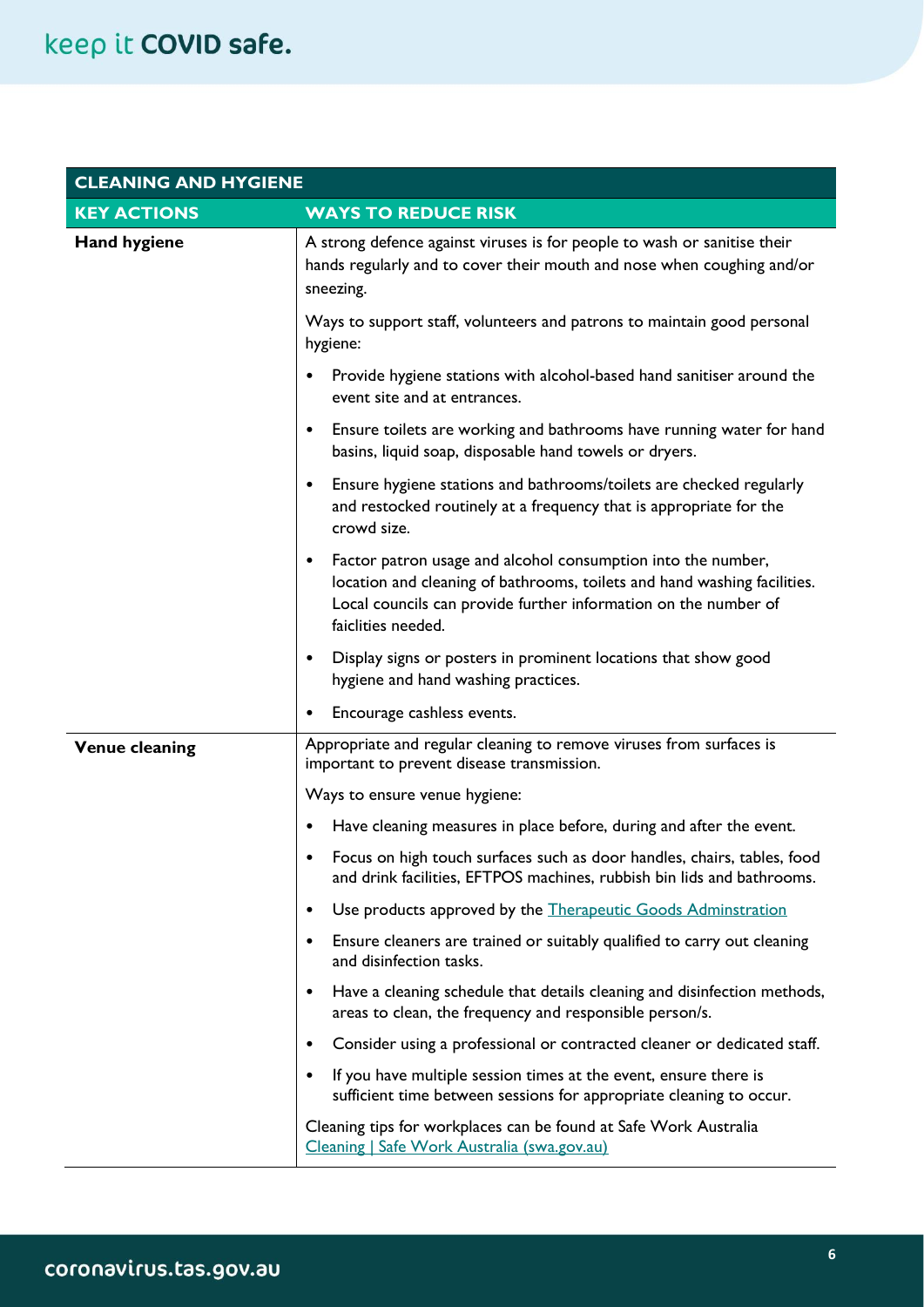| CLEANING AND HYGIENE | |
|---|---|
| **KEY ACTIONS** | **WAYS TO REDUCE RISK** |
| **Hand hygiene** | A strong defence against viruses is for people to wash or sanitise their hands regularly and to cover their mouth and nose when coughing and/or sneezing.<br><br>Ways to support staff, volunteers and patrons to maintain good personal hygiene:<br><br>• Provide hygiene stations with alcohol-based hand sanitiser around the event site and at entrances.<br>• Ensure toilets are working and bathrooms have running water for hand basins, liquid soap, disposable hand towels or dryers.<br>• Ensure hygiene stations and bathrooms/toilets are checked regularly and restocked routinely at a frequency that is appropriate for the crowd size.<br>• Factor patron usage and alcohol consumption into the number, location and cleaning of bathrooms, toilets and hand washing facilities. Local councils can provide further information on the number of faiclities needed.<br>• Display signs or posters in prominent locations that show good hygiene and hand washing practices.<br>• Encourage cashless events. |
| **Venue cleaning** | Appropriate and regular cleaning to remove viruses from surfaces is important to prevent disease transmission.<br><br>Ways to ensure venue hygiene:<br><br>• Have cleaning measures in place before, during and after the event.<br>• Focus on high touch surfaces such as door handles, chairs, tables, food and drink facilities, EFTPOS machines, rubbish bin lids and bathrooms.<br>• Use products approved by the Therapeutic Goods Adminstration<br>• Ensure cleaners are trained or suitably qualified to carry out cleaning and disinfection tasks.<br>• Have a cleaning schedule that details cleaning and disinfection methods, areas to clean, the frequency and responsible person/s.<br>• Consider using a professional or contracted cleaner or dedicated staff.<br>• If you have multiple session times at the event, ensure there is sufficient time between sessions for appropriate cleaning to occur.<br><br>Cleaning tips for workplaces can be found at Safe Work Australia Cleaning \| Safe Work Australia (swa.gov.au) |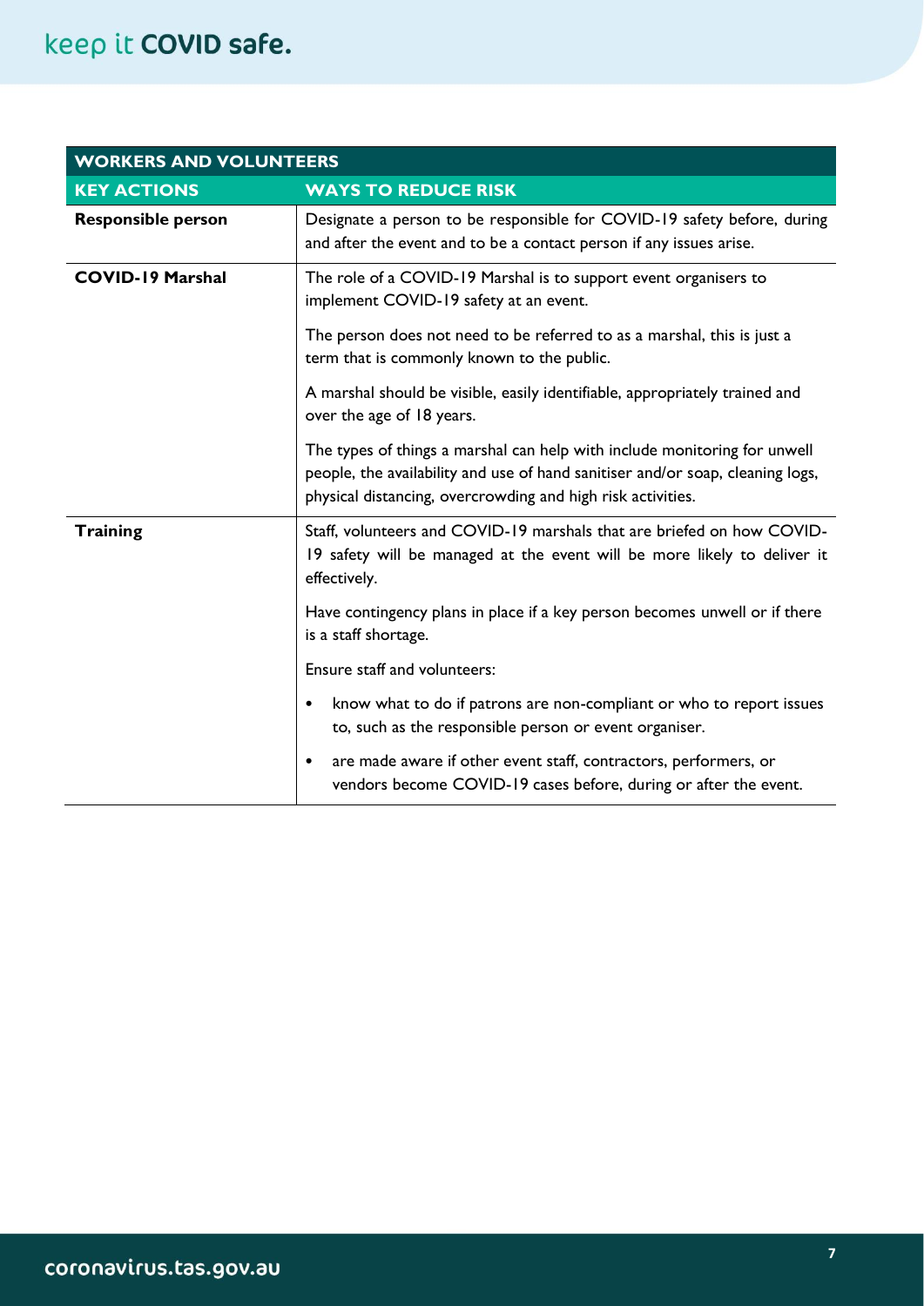| WORKERS AND VOLUNTEERS | |
|---|---|
| **KEY ACTIONS** | **WAYS TO REDUCE RISK** |
| **Responsible person** | Designate a person to be responsible for COVID-19 safety before, during and after the event and to be a contact person if any issues arise. |
| **COVID-19 Marshal** | The role of a COVID-19 Marshal is to support event organisers to implement COVID-19 safety at an event.<br><br>The person does not need to be referred to as a marshal, this is just a term that is commonly known to the public.<br><br>A marshal should be visible, easily identifiable, appropriately trained and over the age of 18 years.<br><br>The types of things a marshal can help with include monitoring for unwell people, the availability and use of hand sanitiser and/or soap, cleaning logs, physical distancing, overcrowding and high risk activities. |
| **Training** | Staff, volunteers and COVID-19 marshals that are briefed on how COVID-19 safety will be managed at the event will be more likely to deliver it effectively.<br><br>Have contingency plans in place if a key person becomes unwell or if there is a staff shortage.<br><br>Ensure staff and volunteers:<br><br>• know what to do if patrons are non-compliant or who to report issues to, such as the responsible person or event organiser.<br><br>• are made aware if other event staff, contractors, performers, or vendors become COVID-19 cases before, during or after the event. |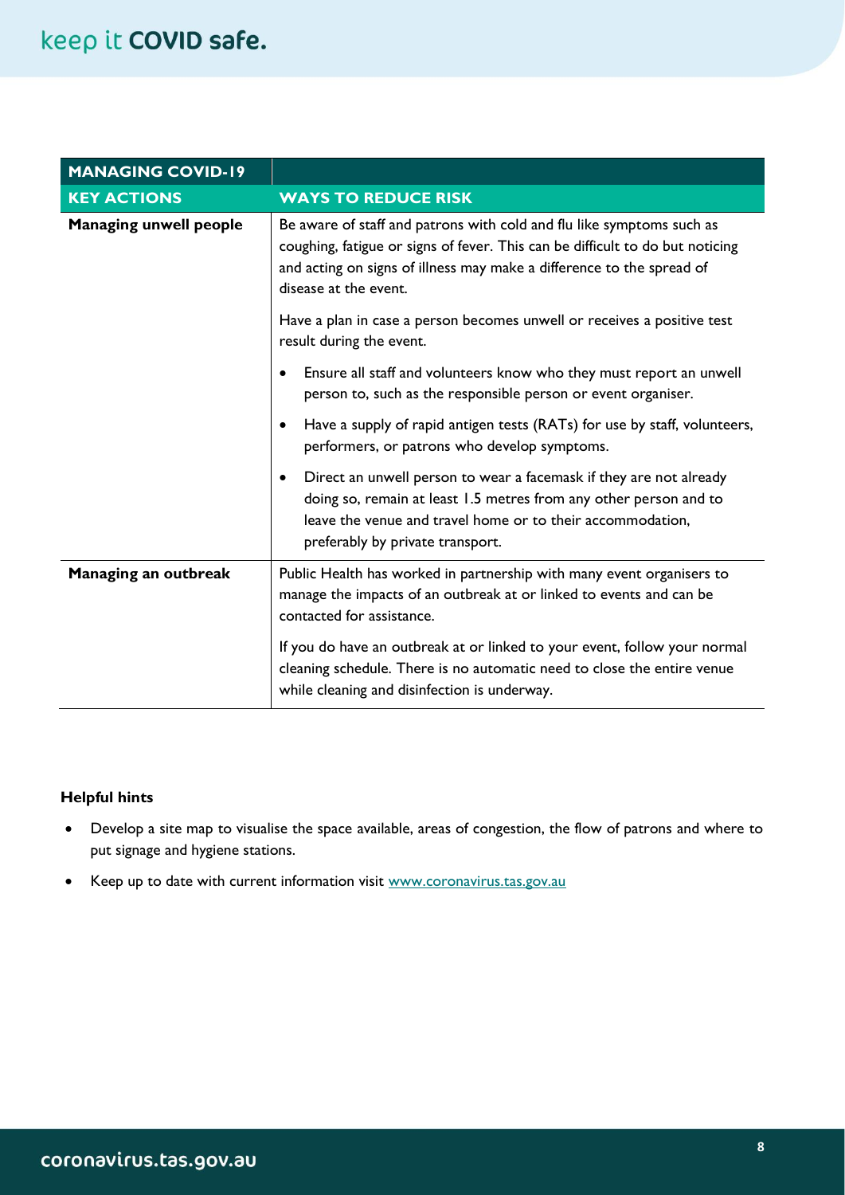| MANAGING COVID-19 | |
| --- | --- |
| **KEY ACTIONS** | **WAYS TO REDUCE RISK** |
| **Managing unwell people** | Be aware of staff and patrons with cold and flu like symptoms such as coughing, fatigue or signs of fever. This can be difficult to do but noticing and acting on signs of illness may make a difference to the spread of disease at the event.<br><br>Have a plan in case a person becomes unwell or receives a positive test result during the event.<br><br>• Ensure all staff and volunteers know who they must report an unwell person to, such as the responsible person or event organiser.<br>• Have a supply of rapid antigen tests (RATs) for use by staff, volunteers, performers, or patrons who develop symptoms.<br>• Direct an unwell person to wear a facemask if they are not already doing so, remain at least 1.5 metres from any other person and to leave the venue and travel home or to their accommodation, preferably by private transport. |
| **Managing an outbreak** | Public Health has worked in partnership with many event organisers to manage the impacts of an outbreak at or linked to events and can be contacted for assistance.<br><br>If you do have an outbreak at or linked to your event, follow your normal cleaning schedule. There is no automatic need to close the entire venue while cleaning and disinfection is underway. |

**Helpful hints**

- Develop a site map to visualise the space available, areas of congestion, the flow of patrons and where to put signage and hygiene stations.
- Keep up to date with current information visit [www.coronavirus.tas.gov.au](http://www.coronavirus.tas.gov.au)